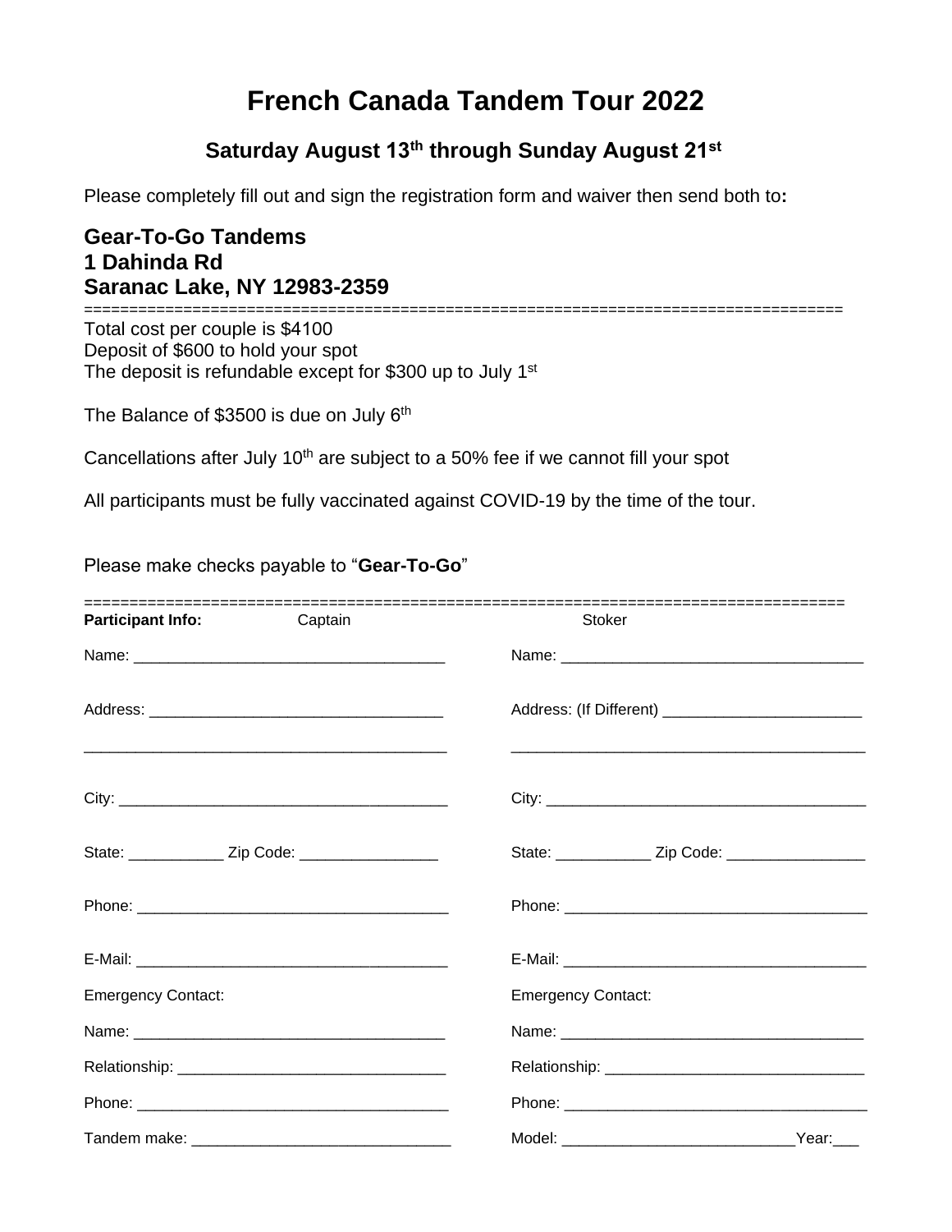# French Canada Tandem Tour 2022

## Saturday August 13th through Sunday August 21st

Please completely fill out and sign the registration form and waiver then send both to**:**

**Gear-To-Go Tandems**
**1 Dahinda Rd**
**Saranac Lake, NY 12983-2359**

====================================================================================

Total cost per couple is $4100
Deposit of $600 to hold your spot
The deposit is refundable except for $300 up to July 1st

The Balance of $3500 is due on July 6th

Cancellations after July 10th are subject to a 50% fee if we cannot fill your spot

All participants must be fully vaccinated against COVID-19 by the time of the tour.

Please make checks payable to "**Gear-To-Go**"

====================================================================================

| **Participant Info:** Captain | Stoker |
|---|---|
| Name: ____________________________________ | Name: ___________________________________ |
| Address: _________________________________ | Address: (If Different) _______________________ |
| __________________________________________ | ________________________________________ |
| City: ______________________________________ | City: _____________________________________ |
| State: ___________ Zip Code: ________________ | State: ___________ Zip Code: ________________ |
| Phone: ____________________________________ | Phone: ___________________________________ |
| E-Mail: ____________________________________ | E-Mail: ___________________________________ |
| Emergency Contact: | Emergency Contact: |
| Name: ____________________________________ | Name: ___________________________________ |
| Relationship: _______________________________ | Relationship: ______________________________ |
| Phone: ____________________________________ | Phone: ___________________________________ |
| Tandem make: ______________________________ | Model: ___________________________Year:___ |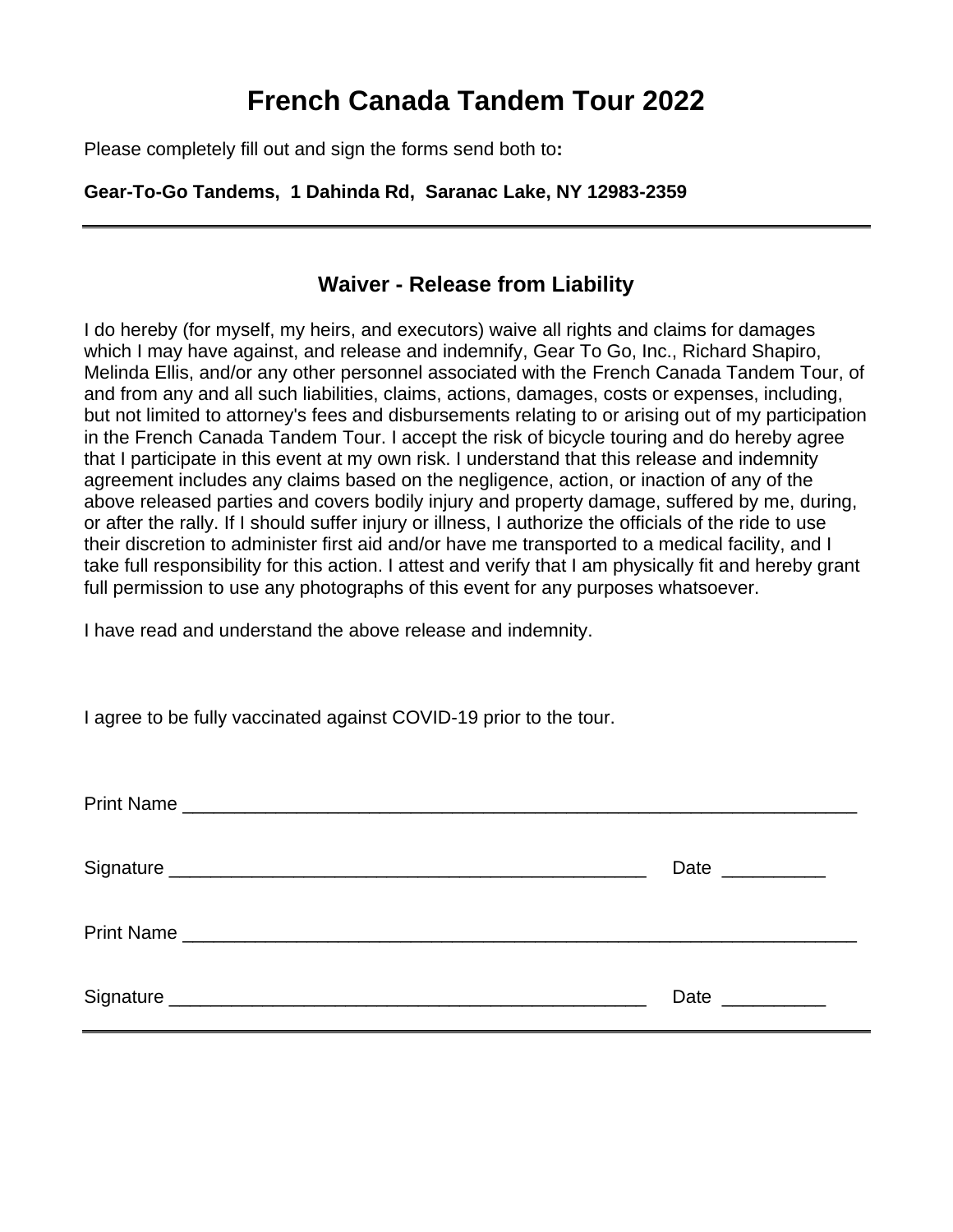# French Canada Tandem Tour 2022

Please completely fill out and sign the forms send both to**:**

**Gear-To-Go Tandems, 1 Dahinda Rd, Saranac Lake, NY 12983-2359**

---

## Waiver - Release from Liability

I do hereby (for myself, my heirs, and executors) waive all rights and claims for damages which I may have against, and release and indemnify, Gear To Go, Inc., Richard Shapiro, Melinda Ellis, and/or any other personnel associated with the French Canada Tandem Tour, of and from any and all such liabilities, claims, actions, damages, costs or expenses, including, but not limited to attorney's fees and disbursements relating to or arising out of my participation in the French Canada Tandem Tour. I accept the risk of bicycle touring and do hereby agree that I participate in this event at my own risk. I understand that this release and indemnity agreement includes any claims based on the negligence, action, or inaction of any of the above released parties and covers bodily injury and property damage, suffered by me, during, or after the rally. If I should suffer injury or illness, I authorize the officials of the ride to use their discretion to administer first aid and/or have me transported to a medical facility, and I take full responsibility for this action. I attest and verify that I am physically fit and hereby grant full permission to use any photographs of this event for any purposes whatsoever.

I have read and understand the above release and indemnity.

I agree to be fully vaccinated against COVID-19 prior to the tour.

Print Name ____________________________________________________________________

Signature ________________________________________________ Date __________

Print Name ____________________________________________________________________

Signature ________________________________________________ Date __________

---